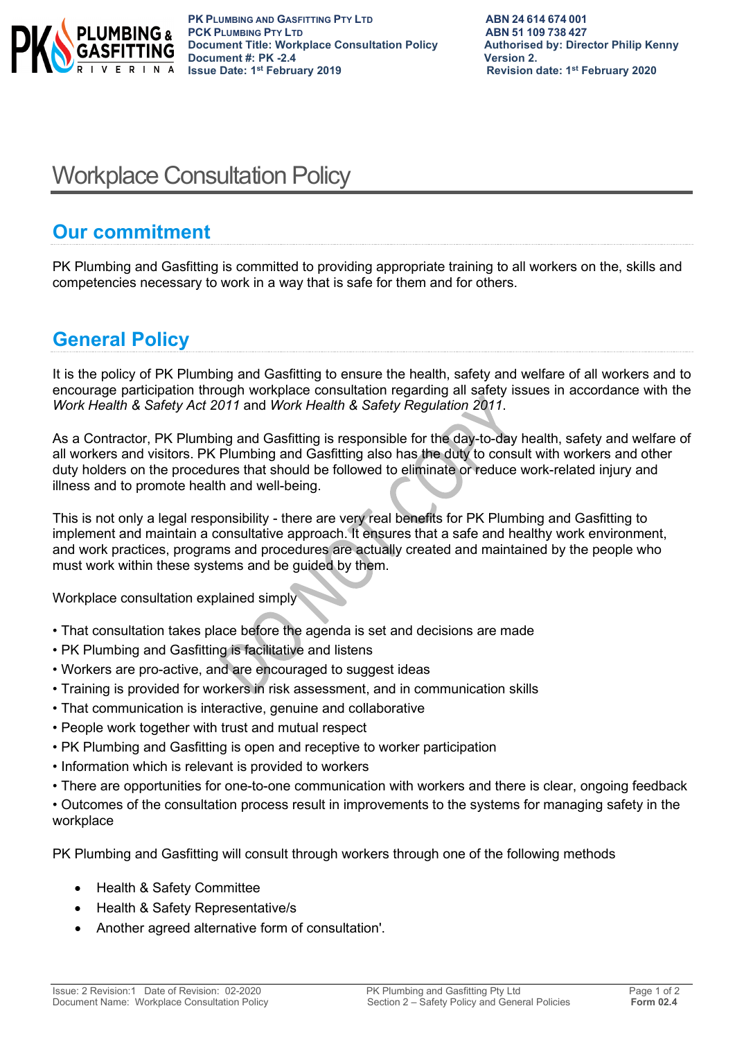# Workplace Consultation Policy

## Our commitment

PK Plumbing and Gasfitting is committed to providing appropriate training to all workers on the, skills and competencies necessary to work in a way that is safe for them and for others.

## General Policy

It is the policy of PK Plumbing and Gasfitting to ensure the health, safety and welfare of all workers and to encourage participation through workplace consultation regarding all safety issues in accordance with the *Work Health & Safety Act 2011* and *Work Health & Safety Regulation 2011*.

As a Contractor, PK Plumbing and Gasfitting is responsible for the day-to-day health, safety and welfare of all workers and visitors. PK Plumbing and Gasfitting also has the duty to consult with workers and other duty holders on the procedures that should be followed to eliminate or reduce work-related injury and illness and to promote health and well-being.

This is not only a legal responsibility - there are very real benefits for PK Plumbing and Gasfitting to implement and maintain a consultative approach. It ensures that a safe and healthy work environment, and work practices, programs and procedures are actually created and maintained by the people who must work within these systems and be guided by them.

Workplace consultation explained simply

- That consultation takes place before the agenda is set and decisions are made
- PK Plumbing and Gasfitting is facilitative and listens
- Workers are pro-active, and are encouraged to suggest ideas
- Training is provided for workers in risk assessment, and in communication skills
- That communication is interactive, genuine and collaborative
- People work together with trust and mutual respect
- PK Plumbing and Gasfitting is open and receptive to worker participation
- Information which is relevant is provided to workers
- There are opportunities for one-to-one communication with workers and there is clear, ongoing feedback
- Outcomes of the consultation process result in improvements to the systems for managing safety in the workplace

PK Plumbing and Gasfitting will consult through workers through one of the following methods

- Health & Safety Committee
- Health & Safety Representative/s
- Another agreed alternative form of consultation'.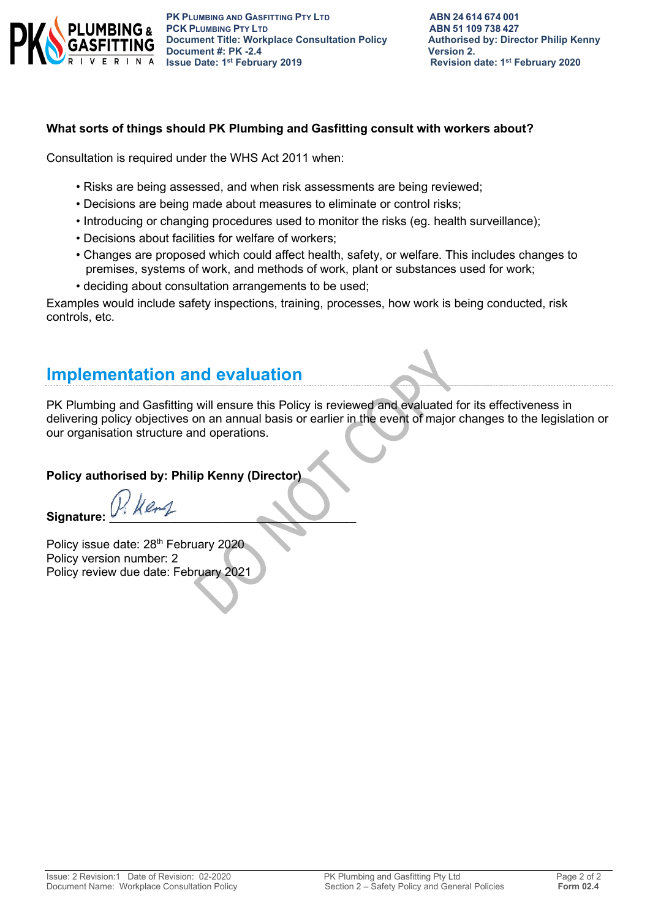**What sorts of things should PK Plumbing and Gasfitting consult with workers about?**

Consultation is required under the WHS Act 2011 when:

- Risks are being assessed, and when risk assessments are being reviewed;
- Decisions are being made about measures to eliminate or control risks;
- Introducing or changing procedures used to monitor the risks (eg. health surveillance);
- Decisions about facilities for welfare of workers;
- Changes are proposed which could affect health, safety, or welfare. This includes changes to premises, systems of work, and methods of work, plant or substances used for work;
- deciding about consultation arrangements to be used;

Examples would include safety inspections, training, processes, how work is being conducted, risk controls, etc.

## Implementation and evaluation

PK Plumbing and Gasfitting will ensure this Policy is reviewed and evaluated for its effectiveness in delivering policy objectives on an annual basis or earlier in the event of major changes to the legislation or our organisation structure and operations.

**Policy authorised by: Philip Kenny (Director)**

**Signature:** ______________________________

Policy issue date: 28th February 2020
Policy version number: 2
Policy review due date: February 2021

DO NOT COPY